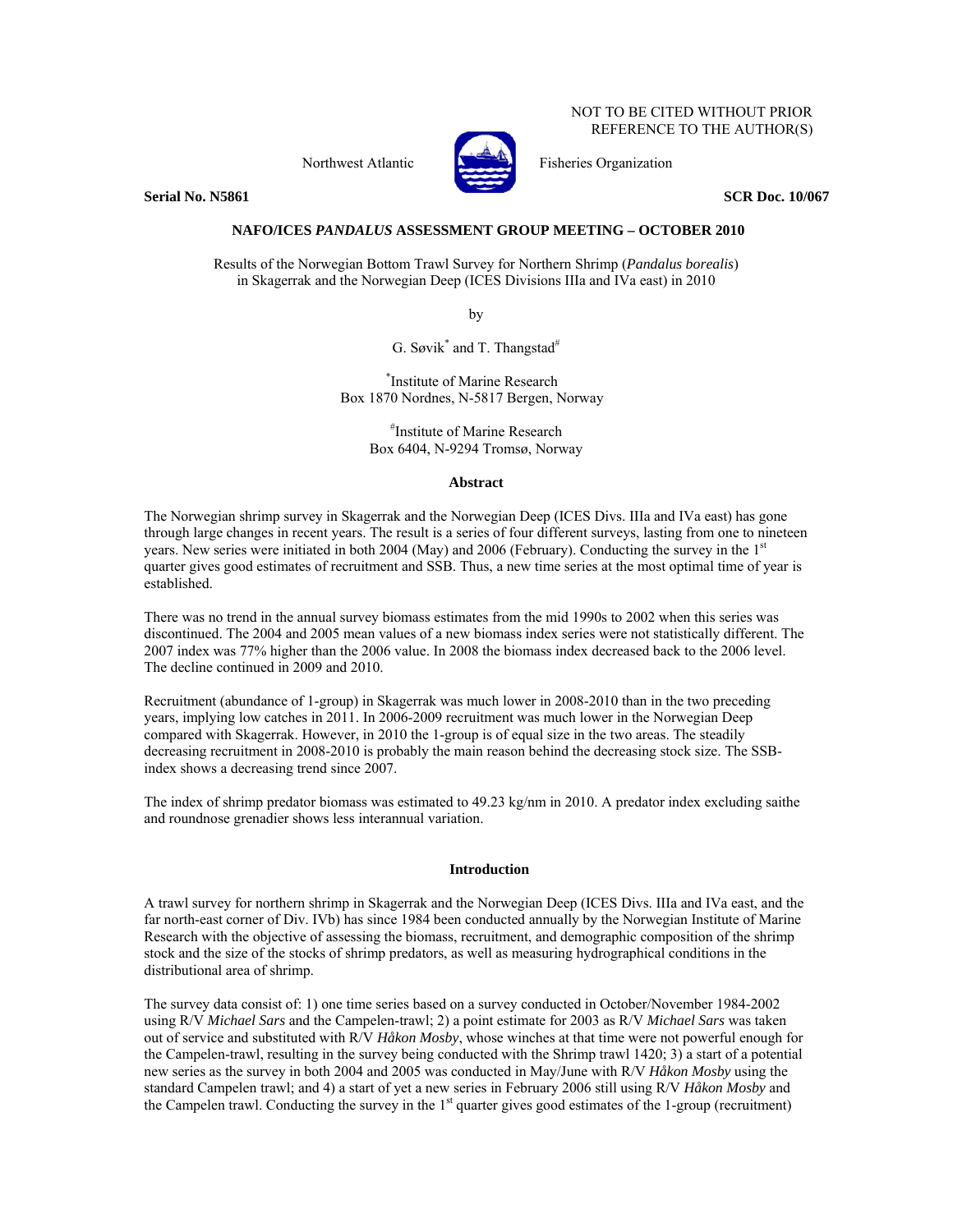NOT TO BE CITED WITHOUT PRIOR REFERENCE TO THE AUTHOR(S)

Northwest Atlantic Fisheries Organization

**Serial No. N5861** **SCR Doc. 10/067**

**NAFO/ICES *PANDALUS* ASSESSMENT GROUP MEETING – OCTOBER 2010**

Results of the Norwegian Bottom Trawl Survey for Northern Shrimp (*Pandalus borealis*) in Skagerrak and the Norwegian Deep (ICES Divisions IIIa and IVa east) in 2010

by

G. Søvik[*] and T. Thangstad[#]

[*]Institute of Marine Research
Box 1870 Nordnes, N-5817 Bergen, Norway

[#]Institute of Marine Research
Box 6404, N-9294 Tromsø, Norway

## Abstract

The Norwegian shrimp survey in Skagerrak and the Norwegian Deep (ICES Divs. IIIa and IVa east) has gone through large changes in recent years. The result is a series of four different surveys, lasting from one to nineteen years. New series were initiated in both 2004 (May) and 2006 (February). Conducting the survey in the 1st quarter gives good estimates of recruitment and SSB. Thus, a new time series at the most optimal time of year is established.

There was no trend in the annual survey biomass estimates from the mid 1990s to 2002 when this series was discontinued. The 2004 and 2005 mean values of a new biomass index series were not statistically different. The 2007 index was 77% higher than the 2006 value. In 2008 the biomass index decreased back to the 2006 level. The decline continued in 2009 and 2010.

Recruitment (abundance of 1-group) in Skagerrak was much lower in 2008-2010 than in the two preceding years, implying low catches in 2011. In 2006-2009 recruitment was much lower in the Norwegian Deep compared with Skagerrak. However, in 2010 the 1-group is of equal size in the two areas. The steadily decreasing recruitment in 2008-2010 is probably the main reason behind the decreasing stock size. The SSB-index shows a decreasing trend since 2007.

The index of shrimp predator biomass was estimated to 49.23 kg/nm in 2010. A predator index excluding saithe and roundnose grenadier shows less interannual variation.

## Introduction

A trawl survey for northern shrimp in Skagerrak and the Norwegian Deep (ICES Divs. IIIa and IVa east, and the far north-east corner of Div. IVb) has since 1984 been conducted annually by the Norwegian Institute of Marine Research with the objective of assessing the biomass, recruitment, and demographic composition of the shrimp stock and the size of the stocks of shrimp predators, as well as measuring hydrographical conditions in the distributional area of shrimp.

The survey data consist of: 1) one time series based on a survey conducted in October/November 1984-2002 using R/V *Michael Sars* and the Campelen-trawl; 2) a point estimate for 2003 as R/V *Michael Sars* was taken out of service and substituted with R/V *Håkon Mosby*, whose winches at that time were not powerful enough for the Campelen-trawl, resulting in the survey being conducted with the Shrimp trawl 1420; 3) a start of a potential new series as the survey in both 2004 and 2005 was conducted in May/June with R/V *Håkon Mosby* using the standard Campelen trawl; and 4) a start of yet a new series in February 2006 still using R/V *Håkon Mosby* and the Campelen trawl. Conducting the survey in the 1st quarter gives good estimates of the 1-group (recruitment)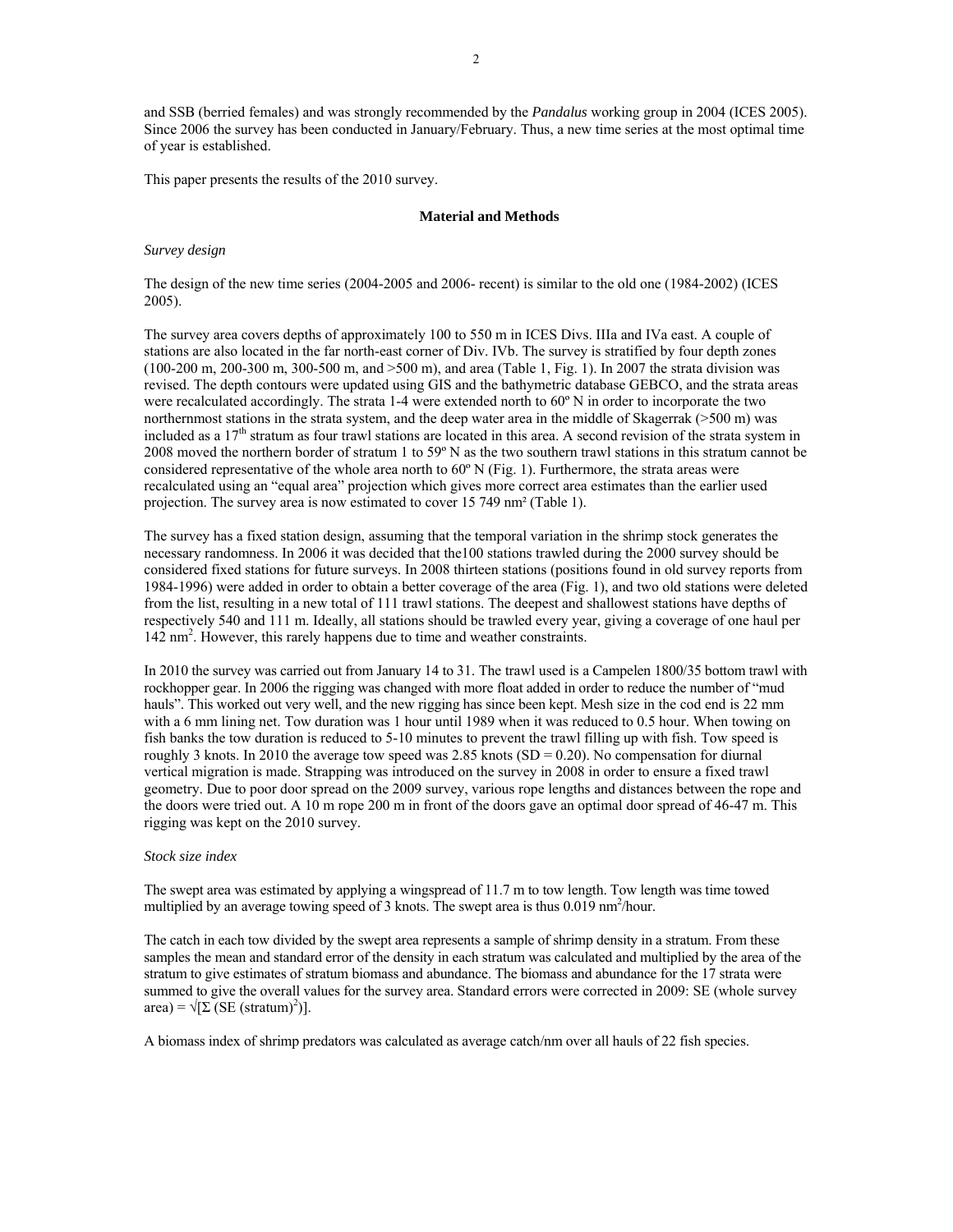and SSB (berried females) and was strongly recommended by the *Pandalus* working group in 2004 (ICES 2005). Since 2006 the survey has been conducted in January/February. Thus, a new time series at the most optimal time of year is established.

This paper presents the results of the 2010 survey.

## Material and Methods

*Survey design*

The design of the new time series (2004-2005 and 2006- recent) is similar to the old one (1984-2002) (ICES 2005).

The survey area covers depths of approximately 100 to 550 m in ICES Divs. IIIa and IVa east. A couple of stations are also located in the far north-east corner of Div. IVb. The survey is stratified by four depth zones (100-200 m, 200-300 m, 300-500 m, and >500 m), and area (Table 1, Fig. 1). In 2007 the strata division was revised. The depth contours were updated using GIS and the bathymetric database GEBCO, and the strata areas were recalculated accordingly. The strata 1-4 were extended north to 60º N in order to incorporate the two northernmost stations in the strata system, and the deep water area in the middle of Skagerrak (>500 m) was included as a 17[th] stratum as four trawl stations are located in this area. A second revision of the strata system in 2008 moved the northern border of stratum 1 to 59º N as the two southern trawl stations in this stratum cannot be considered representative of the whole area north to 60º N (Fig. 1). Furthermore, the strata areas were recalculated using an "equal area" projection which gives more correct area estimates than the earlier used projection. The survey area is now estimated to cover 15 749 nm² (Table 1).

The survey has a fixed station design, assuming that the temporal variation in the shrimp stock generates the necessary randomness. In 2006 it was decided that the100 stations trawled during the 2000 survey should be considered fixed stations for future surveys. In 2008 thirteen stations (positions found in old survey reports from 1984-1996) were added in order to obtain a better coverage of the area (Fig. 1), and two old stations were deleted from the list, resulting in a new total of 111 trawl stations. The deepest and shallowest stations have depths of respectively 540 and 111 m. Ideally, all stations should be trawled every year, giving a coverage of one haul per 142 $nm^2$. However, this rarely happens due to time and weather constraints.

In 2010 the survey was carried out from January 14 to 31. The trawl used is a Campelen 1800/35 bottom trawl with rockhopper gear. In 2006 the rigging was changed with more float added in order to reduce the number of "mud hauls". This worked out very well, and the new rigging has since been kept. Mesh size in the cod end is 22 mm with a 6 mm lining net. Tow duration was 1 hour until 1989 when it was reduced to 0.5 hour. When towing on fish banks the tow duration is reduced to 5-10 minutes to prevent the trawl filling up with fish. Tow speed is roughly 3 knots. In 2010 the average tow speed was 2.85 knots (SD = 0.20). No compensation for diurnal vertical migration is made. Strapping was introduced on the survey in 2008 in order to ensure a fixed trawl geometry. Due to poor door spread on the 2009 survey, various rope lengths and distances between the rope and the doors were tried out. A 10 m rope 200 m in front of the doors gave an optimal door spread of 46-47 m. This rigging was kept on the 2010 survey.

*Stock size index*

The swept area was estimated by applying a wingspread of 11.7 m to tow length. Tow length was time towed multiplied by an average towing speed of 3 knots. The swept area is thus 0.019 $nm^2$/hour.

The catch in each tow divided by the swept area represents a sample of shrimp density in a stratum. From these samples the mean and standard error of the density in each stratum was calculated and multiplied by the area of the stratum to give estimates of stratum biomass and abundance. The biomass and abundance for the 17 strata were summed to give the overall values for the survey area. Standard errors were corrected in 2009: SE (whole survey area) = $\sqrt{[\Sigma\,(SE\,(stratum)^2)]}$.

A biomass index of shrimp predators was calculated as average catch/nm over all hauls of 22 fish species.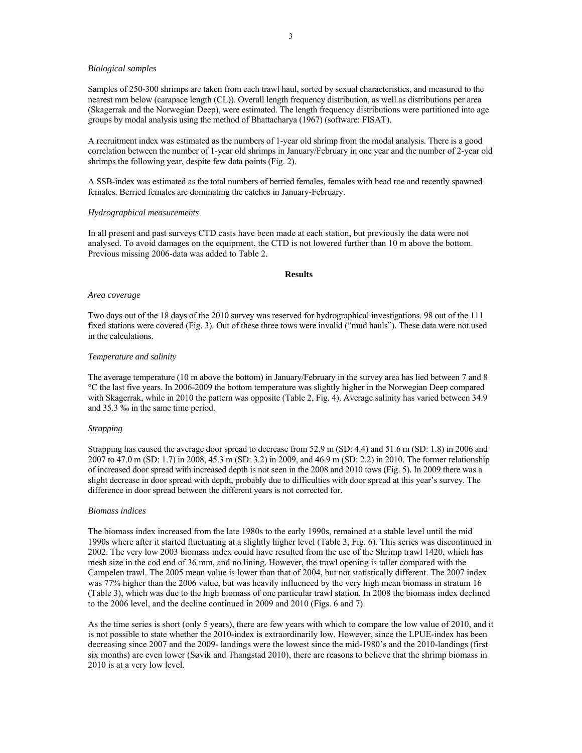*Biological samples*

Samples of 250-300 shrimps are taken from each trawl haul, sorted by sexual characteristics, and measured to the nearest mm below (carapace length (CL)). Overall length frequency distribution, as well as distributions per area (Skagerrak and the Norwegian Deep), were estimated. The length frequency distributions were partitioned into age groups by modal analysis using the method of Bhattacharya (1967) (software: FISAT).

A recruitment index was estimated as the numbers of 1-year old shrimp from the modal analysis. There is a good correlation between the number of 1-year old shrimps in January/February in one year and the number of 2-year old shrimps the following year, despite few data points (Fig. 2).

A SSB-index was estimated as the total numbers of berried females, females with head roe and recently spawned females. Berried females are dominating the catches in January-February.

*Hydrographical measurements*

In all present and past surveys CTD casts have been made at each station, but previously the data were not analysed. To avoid damages on the equipment, the CTD is not lowered further than 10 m above the bottom. Previous missing 2006-data was added to Table 2.

## Results

*Area coverage*

Two days out of the 18 days of the 2010 survey was reserved for hydrographical investigations. 98 out of the 111 fixed stations were covered (Fig. 3). Out of these three tows were invalid ("mud hauls"). These data were not used in the calculations.

*Temperature and salinity*

The average temperature (10 m above the bottom) in January/February in the survey area has lied between 7 and 8 °C the last five years. In 2006-2009 the bottom temperature was slightly higher in the Norwegian Deep compared with Skagerrak, while in 2010 the pattern was opposite (Table 2, Fig. 4). Average salinity has varied between 34.9 and 35.3 ‰ in the same time period.

*Strapping*

Strapping has caused the average door spread to decrease from 52.9 m (SD: 4.4) and 51.6 m (SD: 1.8) in 2006 and 2007 to 47.0 m (SD: 1.7) in 2008, 45.3 m (SD: 3.2) in 2009, and 46.9 m (SD: 2.2) in 2010. The former relationship of increased door spread with increased depth is not seen in the 2008 and 2010 tows (Fig. 5). In 2009 there was a slight decrease in door spread with depth, probably due to difficulties with door spread at this year's survey. The difference in door spread between the different years is not corrected for.

*Biomass indices*

The biomass index increased from the late 1980s to the early 1990s, remained at a stable level until the mid 1990s where after it started fluctuating at a slightly higher level (Table 3, Fig. 6). This series was discontinued in 2002. The very low 2003 biomass index could have resulted from the use of the Shrimp trawl 1420, which has mesh size in the cod end of 36 mm, and no lining. However, the trawl opening is taller compared with the Campelen trawl. The 2005 mean value is lower than that of 2004, but not statistically different. The 2007 index was 77% higher than the 2006 value, but was heavily influenced by the very high mean biomass in stratum 16 (Table 3), which was due to the high biomass of one particular trawl station. In 2008 the biomass index declined to the 2006 level, and the decline continued in 2009 and 2010 (Figs. 6 and 7).

As the time series is short (only 5 years), there are few years with which to compare the low value of 2010, and it is not possible to state whether the 2010-index is extraordinarily low. However, since the LPUE-index has been decreasing since 2007 and the 2009- landings were the lowest since the mid-1980's and the 2010-landings (first six months) are even lower (Søvik and Thangstad 2010), there are reasons to believe that the shrimp biomass in 2010 is at a very low level.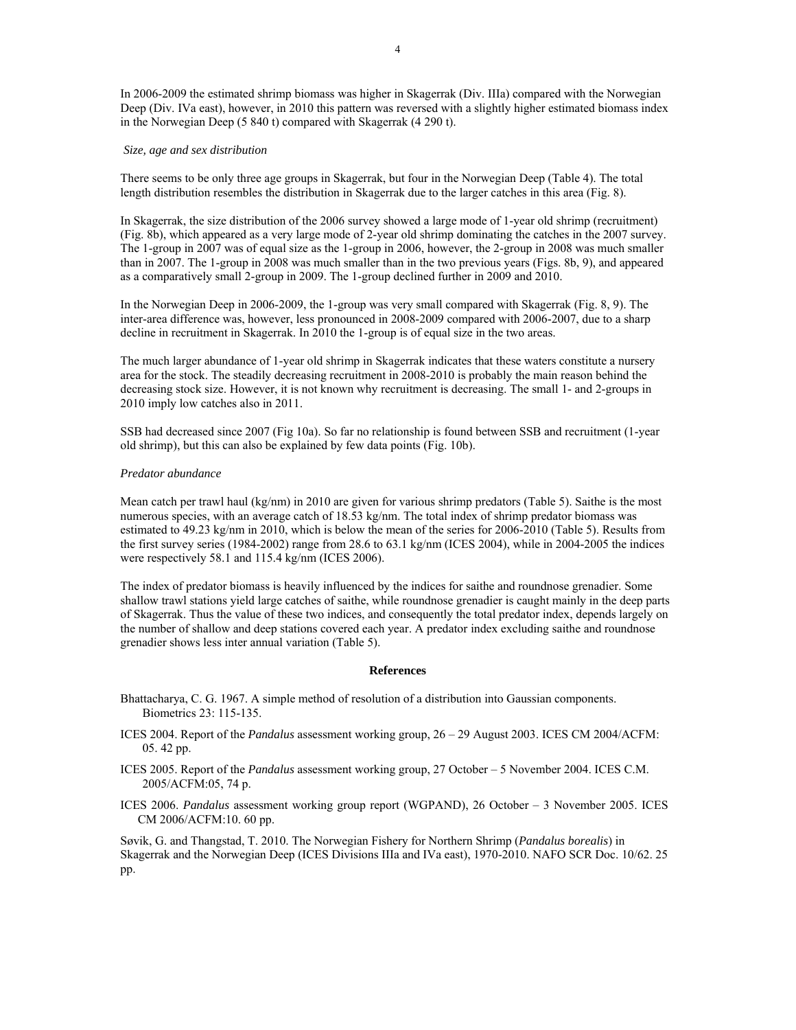In 2006-2009 the estimated shrimp biomass was higher in Skagerrak (Div. IIIa) compared with the Norwegian Deep (Div. IVa east), however, in 2010 this pattern was reversed with a slightly higher estimated biomass index in the Norwegian Deep (5 840 t) compared with Skagerrak (4 290 t).

*Size, age and sex distribution*

There seems to be only three age groups in Skagerrak, but four in the Norwegian Deep (Table 4). The total length distribution resembles the distribution in Skagerrak due to the larger catches in this area (Fig. 8).

In Skagerrak, the size distribution of the 2006 survey showed a large mode of 1-year old shrimp (recruitment) (Fig. 8b), which appeared as a very large mode of 2-year old shrimp dominating the catches in the 2007 survey. The 1-group in 2007 was of equal size as the 1-group in 2006, however, the 2-group in 2008 was much smaller than in 2007. The 1-group in 2008 was much smaller than in the two previous years (Figs. 8b, 9), and appeared as a comparatively small 2-group in 2009. The 1-group declined further in 2009 and 2010.

In the Norwegian Deep in 2006-2009, the 1-group was very small compared with Skagerrak (Fig. 8, 9). The inter-area difference was, however, less pronounced in 2008-2009 compared with 2006-2007, due to a sharp decline in recruitment in Skagerrak. In 2010 the 1-group is of equal size in the two areas.

The much larger abundance of 1-year old shrimp in Skagerrak indicates that these waters constitute a nursery area for the stock. The steadily decreasing recruitment in 2008-2010 is probably the main reason behind the decreasing stock size. However, it is not known why recruitment is decreasing. The small 1- and 2-groups in 2010 imply low catches also in 2011.

SSB had decreased since 2007 (Fig 10a). So far no relationship is found between SSB and recruitment (1-year old shrimp), but this can also be explained by few data points (Fig. 10b).

*Predator abundance*

Mean catch per trawl haul (kg/nm) in 2010 are given for various shrimp predators (Table 5). Saithe is the most numerous species, with an average catch of 18.53 kg/nm. The total index of shrimp predator biomass was estimated to 49.23 kg/nm in 2010, which is below the mean of the series for 2006-2010 (Table 5). Results from the first survey series (1984-2002) range from 28.6 to 63.1 kg/nm (ICES 2004), while in 2004-2005 the indices were respectively 58.1 and 115.4 kg/nm (ICES 2006).

The index of predator biomass is heavily influenced by the indices for saithe and roundnose grenadier. Some shallow trawl stations yield large catches of saithe, while roundnose grenadier is caught mainly in the deep parts of Skagerrak. Thus the value of these two indices, and consequently the total predator index, depends largely on the number of shallow and deep stations covered each year. A predator index excluding saithe and roundnose grenadier shows less inter annual variation (Table 5).

## References

Bhattacharya, C. G. 1967. A simple method of resolution of a distribution into Gaussian components. Biometrics 23: 115-135.

ICES 2004. Report of the *Pandalus* assessment working group, 26 – 29 August 2003. ICES CM 2004/ACFM: 05. 42 pp.

ICES 2005. Report of the *Pandalus* assessment working group, 27 October – 5 November 2004. ICES C.M. 2005/ACFM:05, 74 p.

ICES 2006. *Pandalus* assessment working group report (WGPAND), 26 October – 3 November 2005. ICES CM 2006/ACFM:10. 60 pp.

Søvik, G. and Thangstad, T. 2010. The Norwegian Fishery for Northern Shrimp (*Pandalus borealis*) in Skagerrak and the Norwegian Deep (ICES Divisions IIIa and IVa east), 1970-2010. NAFO SCR Doc. 10/62. 25 pp.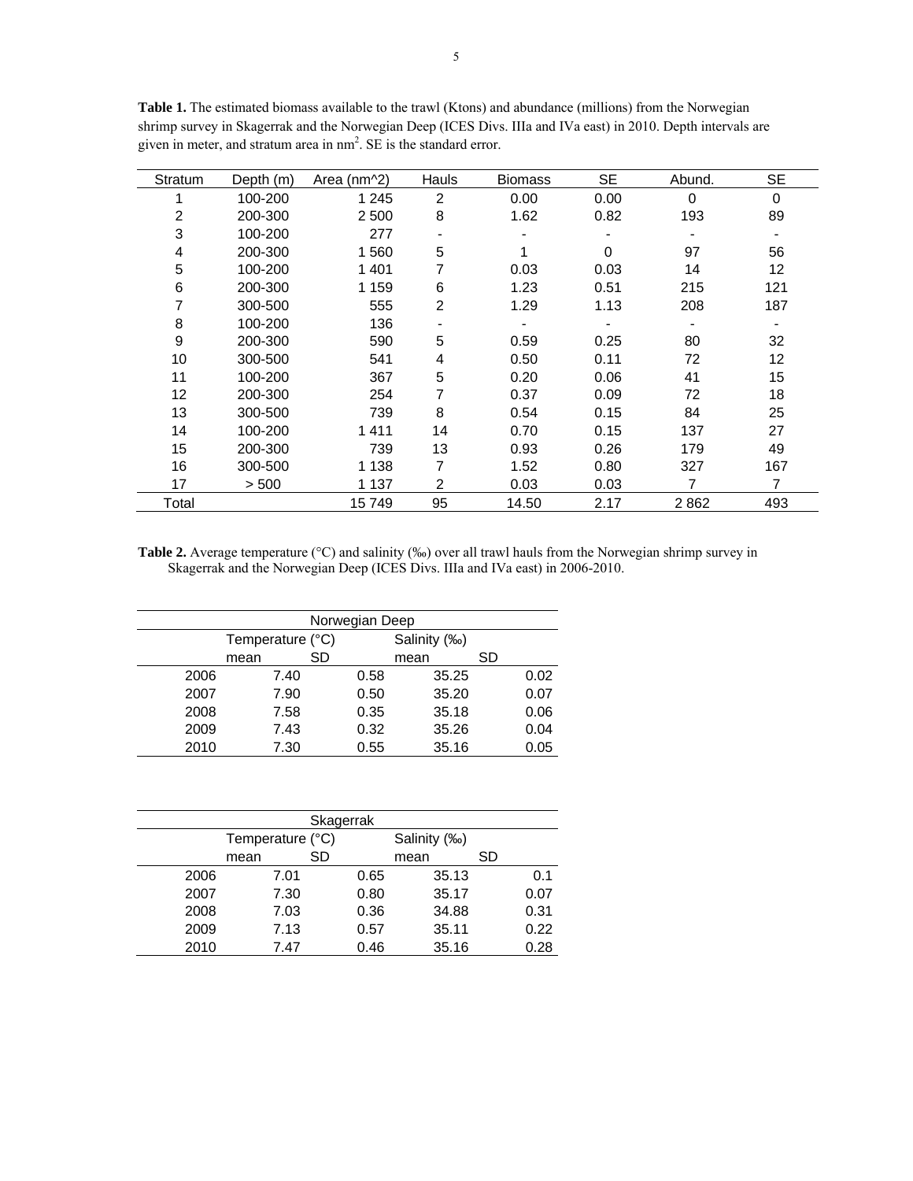**Table 1.** The estimated biomass available to the trawl (Ktons) and abundance (millions) from the Norwegian shrimp survey in Skagerrak and the Norwegian Deep (ICES Divs. IIIa and IVa east) in 2010. Depth intervals are given in meter, and stratum area in nm$^2$. SE is the standard error.

| Stratum | Depth (m) | Area (nm^2) | Hauls | Biomass | SE | Abund. | SE |
|---|---|---|---|---|---|---|---|
| 1 | 100-200 | 1 245 | 2 | 0.00 | 0.00 | 0 | 0 |
| 2 | 200-300 | 2 500 | 8 | 1.62 | 0.82 | 193 | 89 |
| 3 | 100-200 | 277 | - | - | - | - | - |
| 4 | 200-300 | 1 560 | 5 | 1 | 0 | 97 | 56 |
| 5 | 100-200 | 1 401 | 7 | 0.03 | 0.03 | 14 | 12 |
| 6 | 200-300 | 1 159 | 6 | 1.23 | 0.51 | 215 | 121 |
| 7 | 300-500 | 555 | 2 | 1.29 | 1.13 | 208 | 187 |
| 8 | 100-200 | 136 | - | - | - | - | - |
| 9 | 200-300 | 590 | 5 | 0.59 | 0.25 | 80 | 32 |
| 10 | 300-500 | 541 | 4 | 0.50 | 0.11 | 72 | 12 |
| 11 | 100-200 | 367 | 5 | 0.20 | 0.06 | 41 | 15 |
| 12 | 200-300 | 254 | 7 | 0.37 | 0.09 | 72 | 18 |
| 13 | 300-500 | 739 | 8 | 0.54 | 0.15 | 84 | 25 |
| 14 | 100-200 | 1 411 | 14 | 0.70 | 0.15 | 137 | 27 |
| 15 | 200-300 | 739 | 13 | 0.93 | 0.26 | 179 | 49 |
| 16 | 300-500 | 1 138 | 7 | 1.52 | 0.80 | 327 | 167 |
| 17 | > 500 | 1 137 | 2 | 0.03 | 0.03 | 7 | 7 |
| Total | | 15 749 | 95 | 14.50 | 2.17 | 2 862 | 493 |

**Table 2.** Average temperature (°C) and salinity (‰) over all trawl hauls from the Norwegian shrimp survey in Skagerrak and the Norwegian Deep (ICES Divs. IIIa and IVa east) in 2006-2010.

| Norwegian Deep | | | | |
|---|---|---|---|---|
| | Temperature (°C) | | Salinity (‰) | |
| | mean | SD | mean | SD |
| 2006 | 7.40 | 0.58 | 35.25 | 0.02 |
| 2007 | 7.90 | 0.50 | 35.20 | 0.07 |
| 2008 | 7.58 | 0.35 | 35.18 | 0.06 |
| 2009 | 7.43 | 0.32 | 35.26 | 0.04 |
| 2010 | 7.30 | 0.55 | 35.16 | 0.05 |

| Skagerrak | | | | |
|---|---|---|---|---|
| | Temperature (°C) | | Salinity (‰) | |
| | mean | SD | mean | SD |
| 2006 | 7.01 | 0.65 | 35.13 | 0.1 |
| 2007 | 7.30 | 0.80 | 35.17 | 0.07 |
| 2008 | 7.03 | 0.36 | 34.88 | 0.31 |
| 2009 | 7.13 | 0.57 | 35.11 | 0.22 |
| 2010 | 7.47 | 0.46 | 35.16 | 0.28 |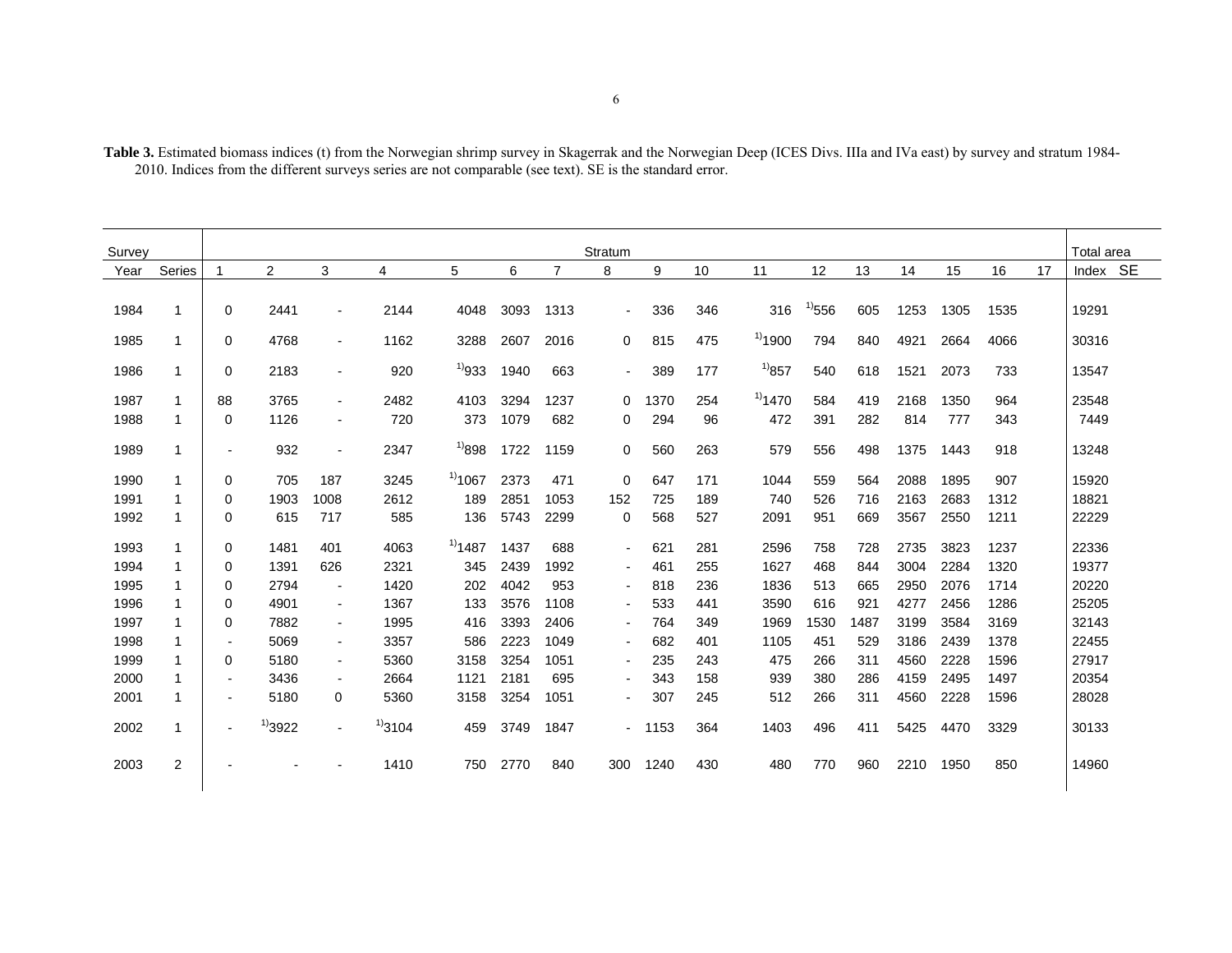**Table 3.** Estimated biomass indices (t) from the Norwegian shrimp survey in Skagerrak and the Norwegian Deep (ICES Divs. IIIa and IVa east) by survey and stratum 1984-2010. Indices from the different surveys series are not comparable (see text). SE is the standard error.

| Survey | | Stratum | | | | | | | | | | | | | | | | | Total area | |
|---|---|---|---|---|---|---|---|---|---|---|---|---|---|---|---|---|---|---|---|---|
| Year | Series | 1 | 2 | 3 | 4 | 5 | 6 | 7 | 8 | 9 | 10 | 11 | 12 | 13 | 14 | 15 | 16 | 17 | Index | SE |
| 1984 | 1 | 0 | 2441 | - | 2144 | 4048 | 3093 | 1313 | - | 336 | 346 | 316 | [1)]556 | 605 | 1253 | 1305 | 1535 | | 19291 | |
| 1985 | 1 | 0 | 4768 | - | 1162 | 3288 | 2607 | 2016 | 0 | 815 | 475 | [1)]1900 | 794 | 840 | 4921 | 2664 | 4066 | | 30316 | |
| 1986 | 1 | 0 | 2183 | - | 920 | [1)]933 | 1940 | 663 | - | 389 | 177 | [1)]857 | 540 | 618 | 1521 | 2073 | 733 | | 13547 | |
| 1987 | 1 | 88 | 3765 | - | 2482 | 4103 | 3294 | 1237 | 0 | 1370 | 254 | [1)]1470 | 584 | 419 | 2168 | 1350 | 964 | | 23548 | |
| 1988 | 1 | 0 | 1126 | - | 720 | 373 | 1079 | 682 | 0 | 294 | 96 | 472 | 391 | 282 | 814 | 777 | 343 | | 7449 | |
| 1989 | 1 | - | 932 | - | 2347 | [1)]898 | 1722 | 1159 | 0 | 560 | 263 | 579 | 556 | 498 | 1375 | 1443 | 918 | | 13248 | |
| 1990 | 1 | 0 | 705 | 187 | 3245 | [1)]1067 | 2373 | 471 | 0 | 647 | 171 | 1044 | 559 | 564 | 2088 | 1895 | 907 | | 15920 | |
| 1991 | 1 | 0 | 1903 | 1008 | 2612 | 189 | 2851 | 1053 | 152 | 725 | 189 | 740 | 526 | 716 | 2163 | 2683 | 1312 | | 18821 | |
| 1992 | 1 | 0 | 615 | 717 | 585 | 136 | 5743 | 2299 | 0 | 568 | 527 | 2091 | 951 | 669 | 3567 | 2550 | 1211 | | 22229 | |
| 1993 | 1 | 0 | 1481 | 401 | 4063 | [1)]1487 | 1437 | 688 | - | 621 | 281 | 2596 | 758 | 728 | 2735 | 3823 | 1237 | | 22336 | |
| 1994 | 1 | 0 | 1391 | 626 | 2321 | 345 | 2439 | 1992 | - | 461 | 255 | 1627 | 468 | 844 | 3004 | 2284 | 1320 | | 19377 | |
| 1995 | 1 | 0 | 2794 | - | 1420 | 202 | 4042 | 953 | - | 818 | 236 | 1836 | 513 | 665 | 2950 | 2076 | 1714 | | 20220 | |
| 1996 | 1 | 0 | 4901 | - | 1367 | 133 | 3576 | 1108 | - | 533 | 441 | 3590 | 616 | 921 | 4277 | 2456 | 1286 | | 25205 | |
| 1997 | 1 | 0 | 7882 | - | 1995 | 416 | 3393 | 2406 | - | 764 | 349 | 1969 | 1530 | 1487 | 3199 | 3584 | 3169 | | 32143 | |
| 1998 | 1 | - | 5069 | - | 3357 | 586 | 2223 | 1049 | - | 682 | 401 | 1105 | 451 | 529 | 3186 | 2439 | 1378 | | 22455 | |
| 1999 | 1 | 0 | 5180 | - | 5360 | 3158 | 3254 | 1051 | - | 235 | 243 | 475 | 266 | 311 | 4560 | 2228 | 1596 | | 27917 | |
| 2000 | 1 | - | 3436 | - | 2664 | 1121 | 2181 | 695 | - | 343 | 158 | 939 | 380 | 286 | 4159 | 2495 | 1497 | | 20354 | |
| 2001 | 1 | - | 5180 | 0 | 5360 | 3158 | 3254 | 1051 | - | 307 | 245 | 512 | 266 | 311 | 4560 | 2228 | 1596 | | 28028 | |
| 2002 | 1 | - | [1)]3922 | - | [1)]3104 | 459 | 3749 | 1847 | - | 1153 | 364 | 1403 | 496 | 411 | 5425 | 4470 | 3329 | | 30133 | |
| 2003 | 2 | - | - | - | 1410 | 750 | 2770 | 840 | 300 | 1240 | 430 | 480 | 770 | 960 | 2210 | 1950 | 850 | | 14960 | |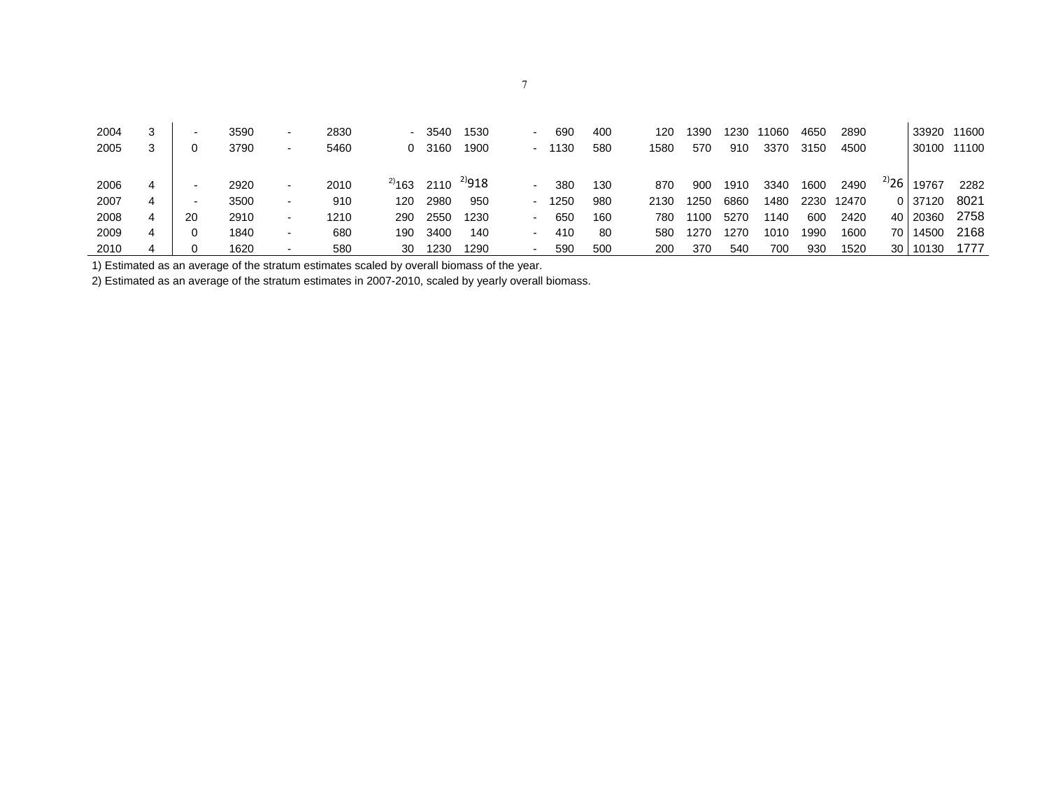| | | | | | | | | | | | | | | | | | | | | |
|---|---|---|---|---|---|---|---|---|---|---|---|---|---|---|---|---|---|---|---|---|
| 2004 | 3 | - | 3590 | - | 2830 | - | 3540 | 1530 | - | 690 | 400 | 120 | 1390 | 1230 | 11060 | 4650 | 2890 | | 33920 | 11600 |
| 2005 | 3 | 0 | 3790 | - | 5460 | 0 | 3160 | 1900 | - | 1130 | 580 | 1580 | 570 | 910 | 3370 | 3150 | 4500 | | 30100 | 11100 |
| 2006 | 4 | - | 2920 | - | 2010 | [2)]163 | 2110 | [2)]918 | - | 380 | 130 | 870 | 900 | 1910 | 3340 | 1600 | 2490 | [2)]26 | 19767 | 2282 |
| 2007 | 4 | - | 3500 | - | 910 | 120 | 2980 | 950 | - | 1250 | 980 | 2130 | 1250 | 6860 | 1480 | 2230 | 12470 | 0 | 37120 | 8021 |
| 2008 | 4 | 20 | 2910 | - | 1210 | 290 | 2550 | 1230 | - | 650 | 160 | 780 | 1100 | 5270 | 1140 | 600 | 2420 | 40 | 20360 | 2758 |
| 2009 | 4 | 0 | 1840 | - | 680 | 190 | 3400 | 140 | - | 410 | 80 | 580 | 1270 | 1270 | 1010 | 1990 | 1600 | 70 | 14500 | 2168 |
| 2010 | 4 | 0 | 1620 | - | 580 | 30 | 1230 | 1290 | - | 590 | 500 | 200 | 370 | 540 | 700 | 930 | 1520 | 30 | 10130 | 1777 |

1) Estimated as an average of the stratum estimates scaled by overall biomass of the year.

2) Estimated as an average of the stratum estimates in 2007-2010, scaled by yearly overall biomass.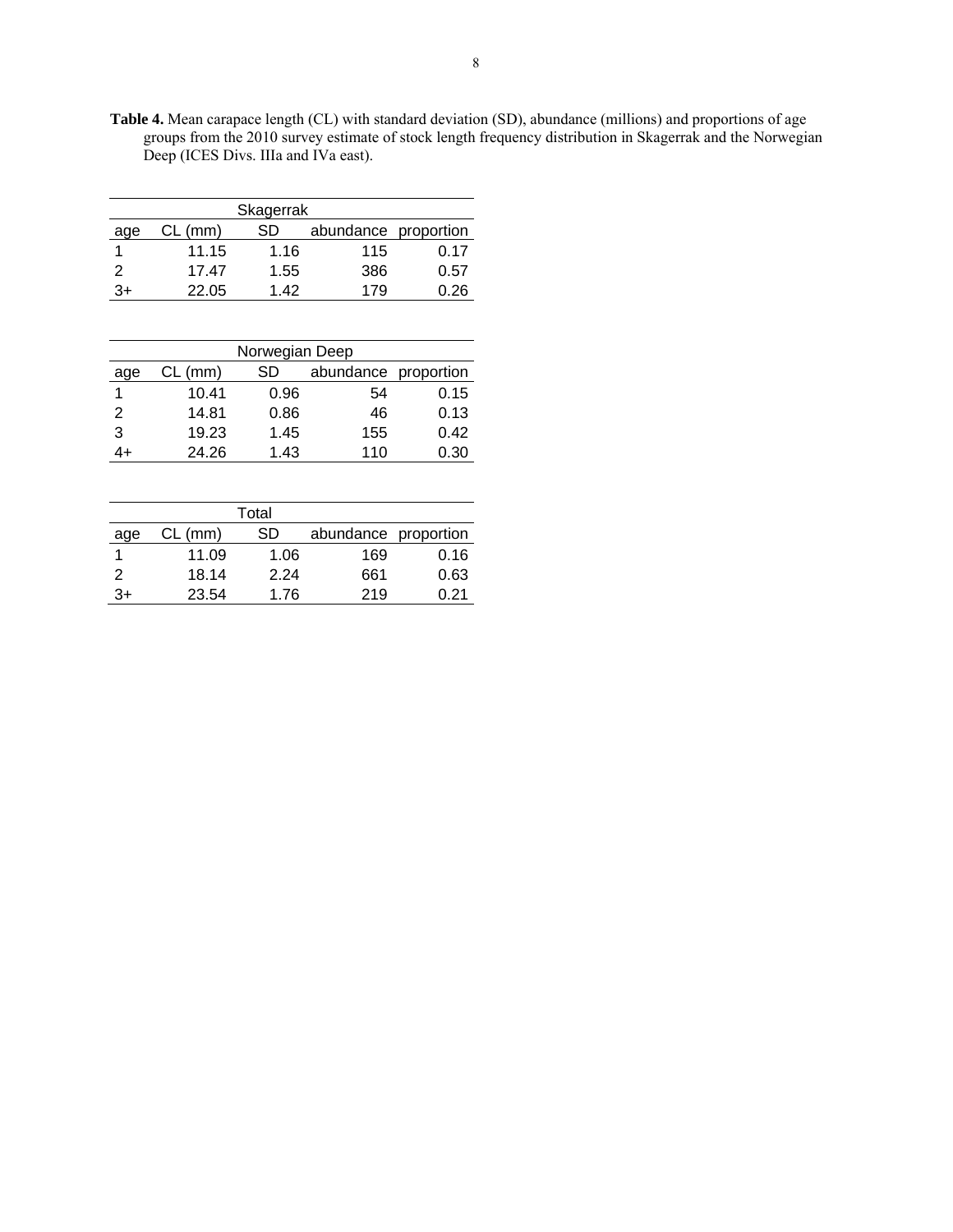**Table 4.** Mean carapace length (CL) with standard deviation (SD), abundance (millions) and proportions of age groups from the 2010 survey estimate of stock length frequency distribution in Skagerrak and the Norwegian Deep (ICES Divs. IIIa and IVa east).

| Skagerrak | | | | |
|---|---|---|---|---|
| age | CL (mm) | SD | abundance | proportion |
| 1 | 11.15 | 1.16 | 115 | 0.17 |
| 2 | 17.47 | 1.55 | 386 | 0.57 |
| 3+ | 22.05 | 1.42 | 179 | 0.26 |

| Norwegian Deep | | | | |
|---|---|---|---|---|
| age | CL (mm) | SD | abundance | proportion |
| 1 | 10.41 | 0.96 | 54 | 0.15 |
| 2 | 14.81 | 0.86 | 46 | 0.13 |
| 3 | 19.23 | 1.45 | 155 | 0.42 |
| 4+ | 24.26 | 1.43 | 110 | 0.30 |

| Total | | | | |
|---|---|---|---|---|
| age | CL (mm) | SD | abundance | proportion |
| 1 | 11.09 | 1.06 | 169 | 0.16 |
| 2 | 18.14 | 2.24 | 661 | 0.63 |
| 3+ | 23.54 | 1.76 | 219 | 0.21 |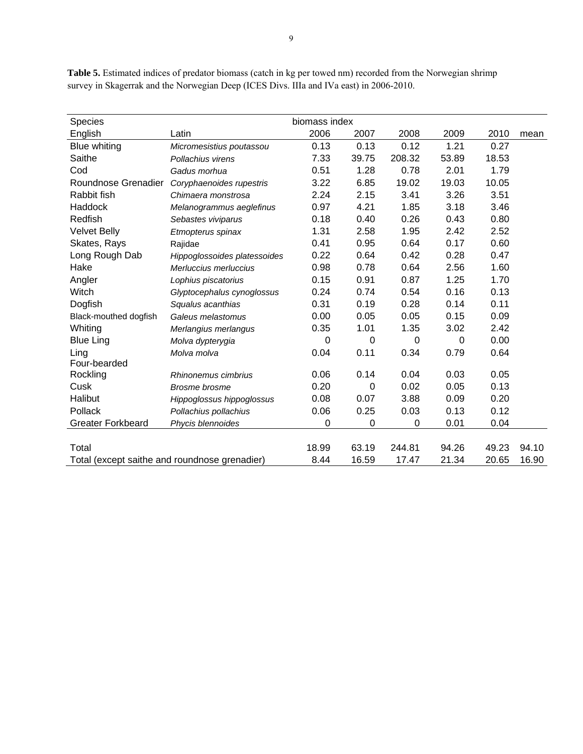**Table 5.** Estimated indices of predator biomass (catch in kg per towed nm) recorded from the Norwegian shrimp survey in Skagerrak and the Norwegian Deep (ICES Divs. IIIa and IVa east) in 2006-2010.

| Species | | biomass index | | | | | |
|---|---|---|---|---|---|---|---|
| English | Latin | 2006 | 2007 | 2008 | 2009 | 2010 | mean |
| Blue whiting | *Micromesistius poutassou* | 0.13 | 0.13 | 0.12 | 1.21 | 0.27 | |
| Saithe | *Pollachius virens* | 7.33 | 39.75 | 208.32 | 53.89 | 18.53 | |
| Cod | *Gadus morhua* | 0.51 | 1.28 | 0.78 | 2.01 | 1.79 | |
| Roundnose Grenadier | *Coryphaenoides rupestris* | 3.22 | 6.85 | 19.02 | 19.03 | 10.05 | |
| Rabbit fish | *Chimaera monstrosa* | 2.24 | 2.15 | 3.41 | 3.26 | 3.51 | |
| Haddock | *Melanogrammus aeglefinus* | 0.97 | 4.21 | 1.85 | 3.18 | 3.46 | |
| Redfish | *Sebastes viviparus* | 0.18 | 0.40 | 0.26 | 0.43 | 0.80 | |
| Velvet Belly | *Etmopterus spinax* | 1.31 | 2.58 | 1.95 | 2.42 | 2.52 | |
| Skates, Rays | Rajidae | 0.41 | 0.95 | 0.64 | 0.17 | 0.60 | |
| Long Rough Dab | *Hippoglossoides platessoides* | 0.22 | 0.64 | 0.42 | 0.28 | 0.47 | |
| Hake | *Merluccius merluccius* | 0.98 | 0.78 | 0.64 | 2.56 | 1.60 | |
| Angler | *Lophius piscatorius* | 0.15 | 0.91 | 0.87 | 1.25 | 1.70 | |
| Witch | *Glyptocephalus cynoglossus* | 0.24 | 0.74 | 0.54 | 0.16 | 0.13 | |
| Dogfish | *Squalus acanthias* | 0.31 | 0.19 | 0.28 | 0.14 | 0.11 | |
| Black-mouthed dogfish | *Galeus melastomus* | 0.00 | 0.05 | 0.05 | 0.15 | 0.09 | |
| Whiting | *Merlangius merlangus* | 0.35 | 1.01 | 1.35 | 3.02 | 2.42 | |
| Blue Ling | *Molva dypterygia* | 0 | 0 | 0 | 0 | 0.00 | |
| Ling | *Molva molva* | 0.04 | 0.11 | 0.34 | 0.79 | 0.64 | |
| Four-bearded Rockling | *Rhinonemus cimbrius* | 0.06 | 0.14 | 0.04 | 0.03 | 0.05 | |
| Cusk | *Brosme brosme* | 0.20 | 0 | 0.02 | 0.05 | 0.13 | |
| Halibut | *Hippoglossus hippoglossus* | 0.08 | 0.07 | 3.88 | 0.09 | 0.20 | |
| Pollack | *Pollachius pollachius* | 0.06 | 0.25 | 0.03 | 0.13 | 0.12 | |
| Greater Forkbeard | *Phycis blennoides* | 0 | 0 | 0 | 0.01 | 0.04 | |
| | | | | | | | |
| Total | | 18.99 | 63.19 | 244.81 | 94.26 | 49.23 | 94.10 |
| Total (except saithe and roundnose grenadier) | | 8.44 | 16.59 | 17.47 | 21.34 | 20.65 | 16.90 |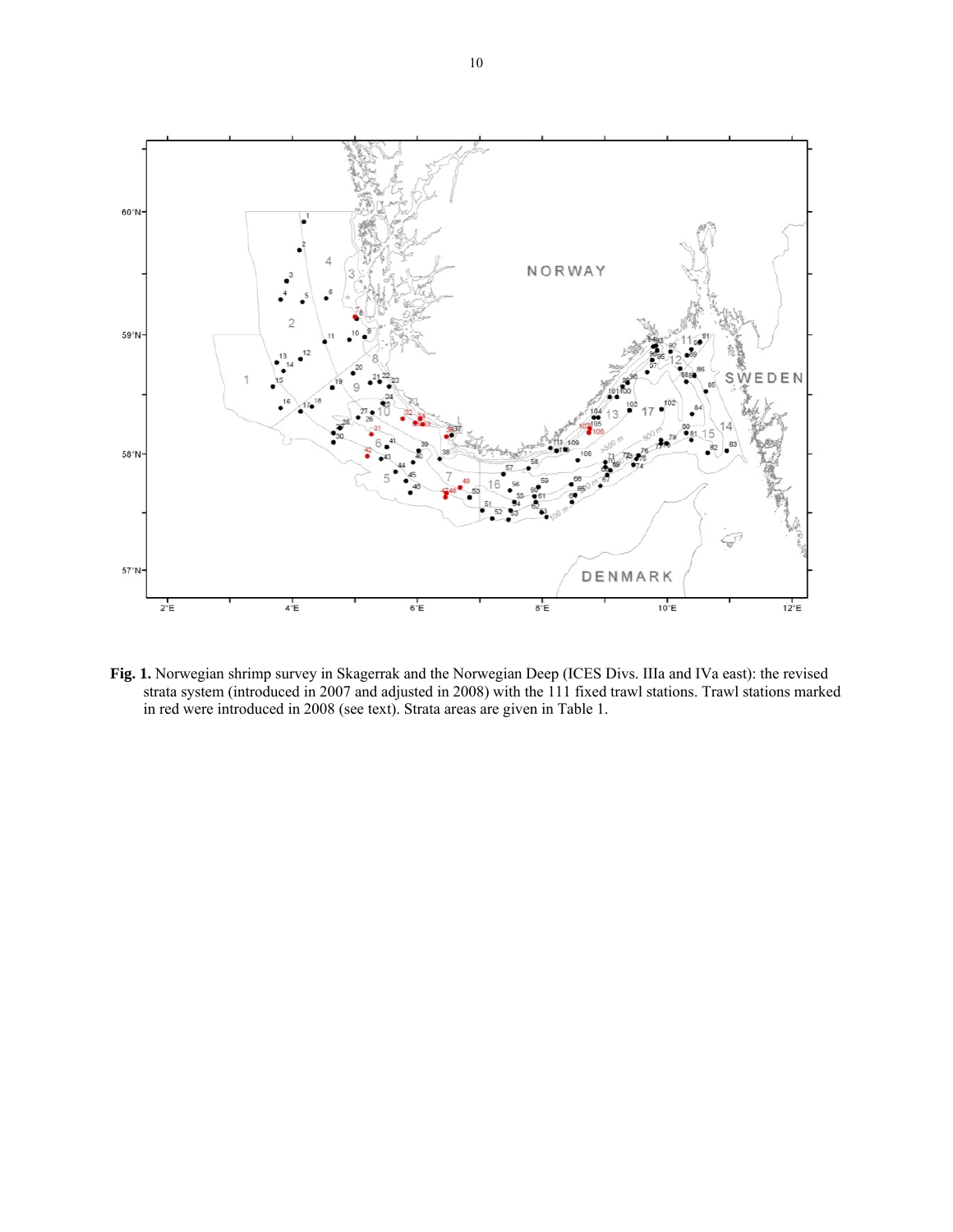**Fig. 1.** Norwegian shrimp survey in Skagerrak and the Norwegian Deep (ICES Divs. IIIa and IVa east): the revised strata system (introduced in 2007 and adjusted in 2008) with the 111 fixed trawl stations. Trawl stations marked in red were introduced in 2008 (see text). Strata areas are given in Table 1.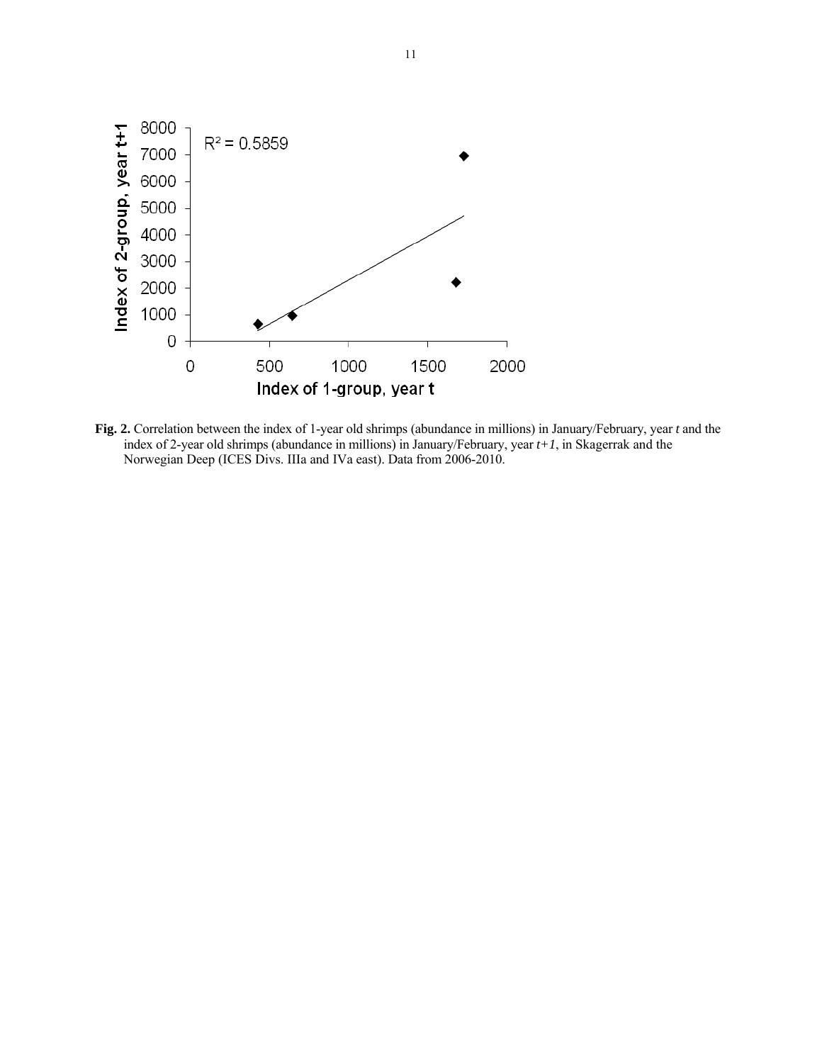**Fig. 2.** Correlation between the index of 1-year old shrimps (abundance in millions) in January/February, year *t* and the index of 2-year old shrimps (abundance in millions) in January/February, year *t+1*, in Skagerrak and the Norwegian Deep (ICES Divs. IIIa and IVa east). Data from 2006-2010.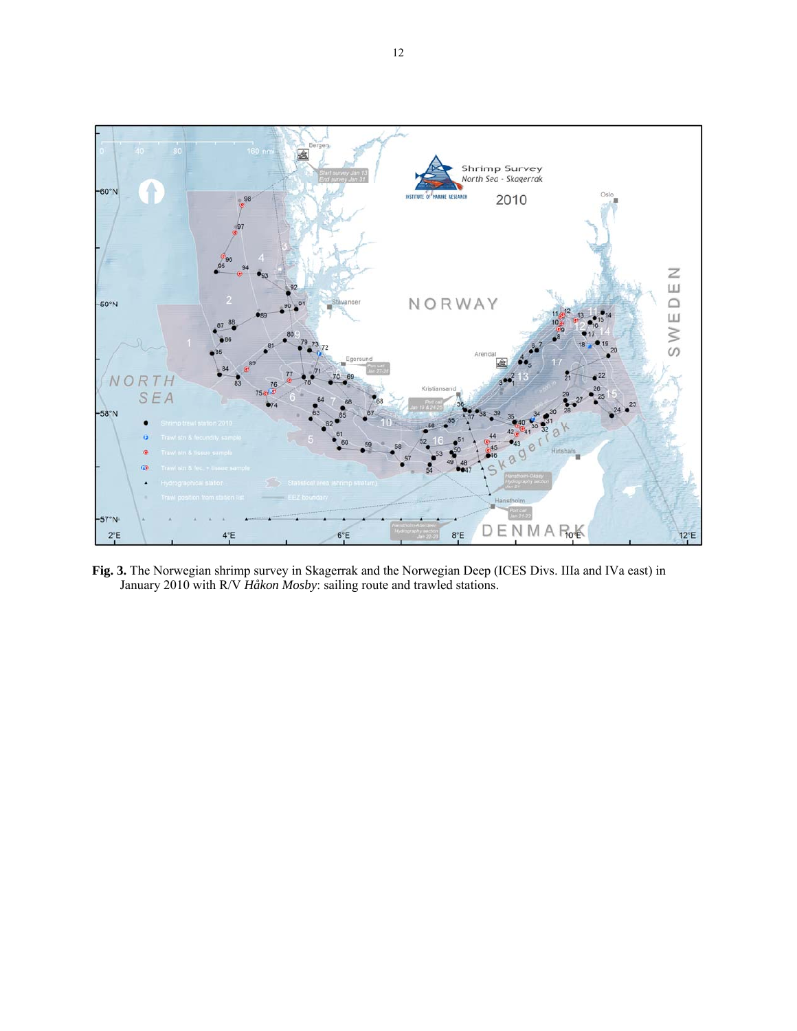**Fig. 3.** The Norwegian shrimp survey in Skagerrak and the Norwegian Deep (ICES Divs. IIIa and IVa east) in January 2010 with R/V *Håkon Mosby*: sailing route and trawled stations.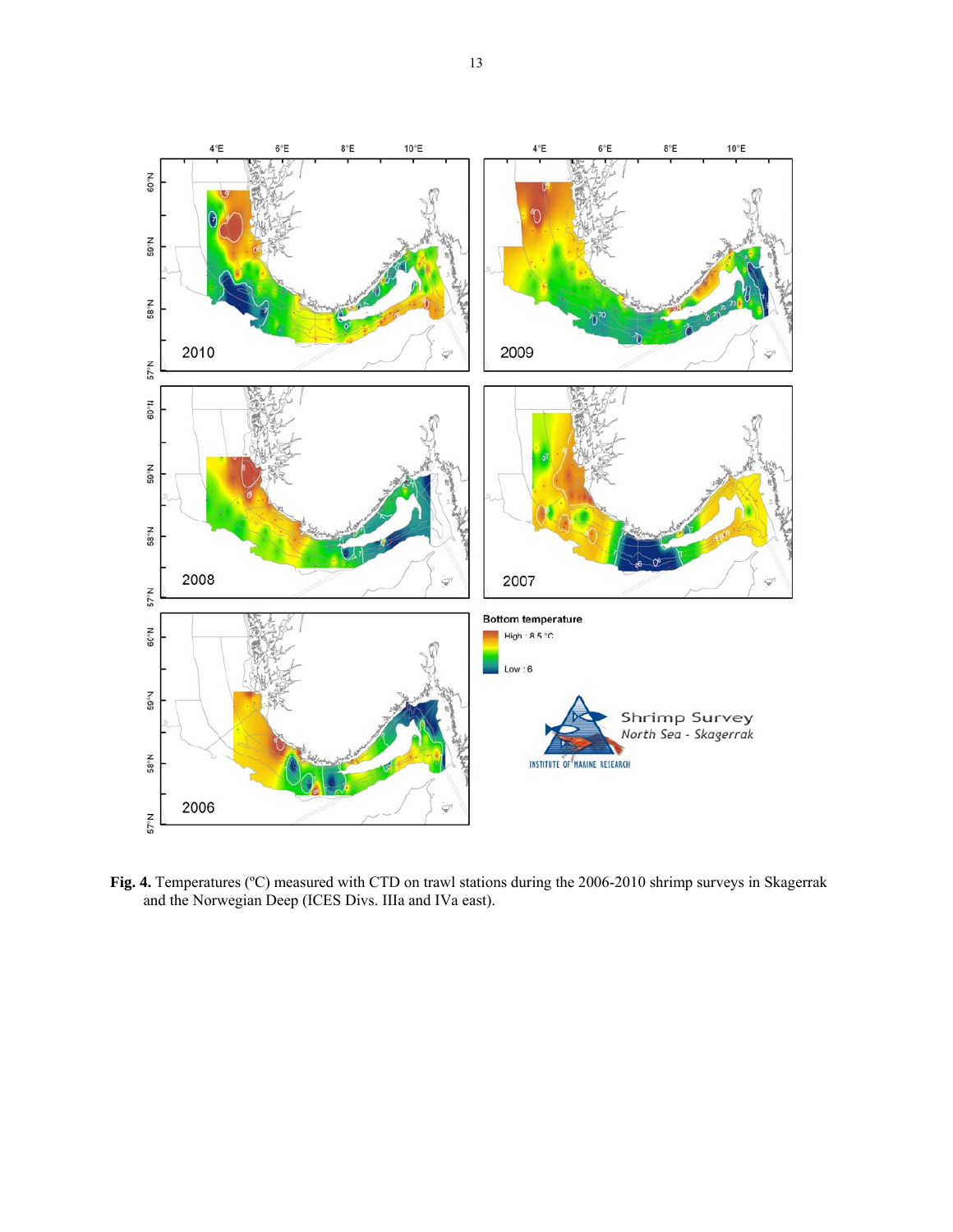**Fig. 4.** Temperatures (ºC) measured with CTD on trawl stations during the 2006-2010 shrimp surveys in Skagerrak and the Norwegian Deep (ICES Divs. IIIa and IVa east).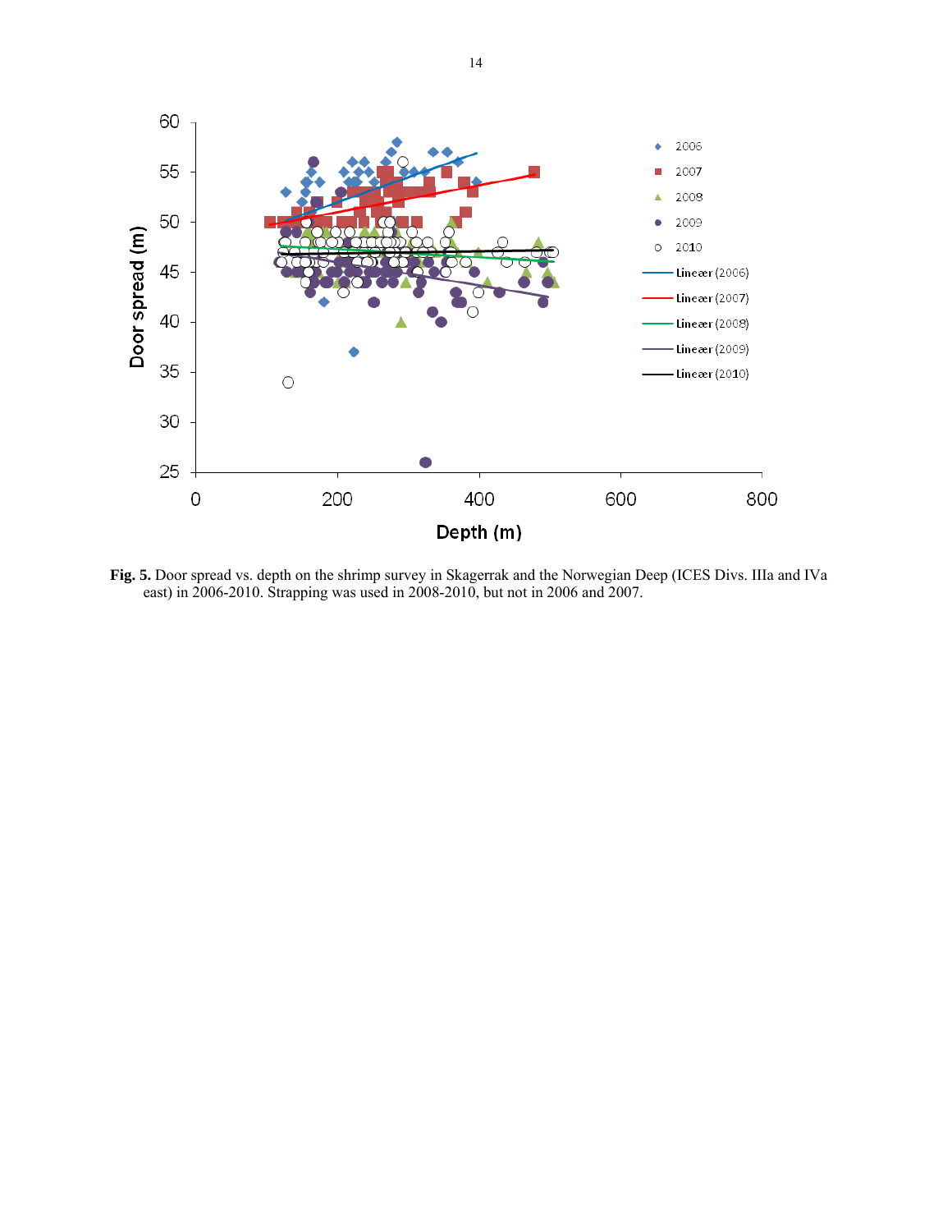**Fig. 5.** Door spread vs. depth on the shrimp survey in Skagerrak and the Norwegian Deep (ICES Divs. IIIa and IVa east) in 2006-2010. Strapping was used in 2008-2010, but not in 2006 and 2007.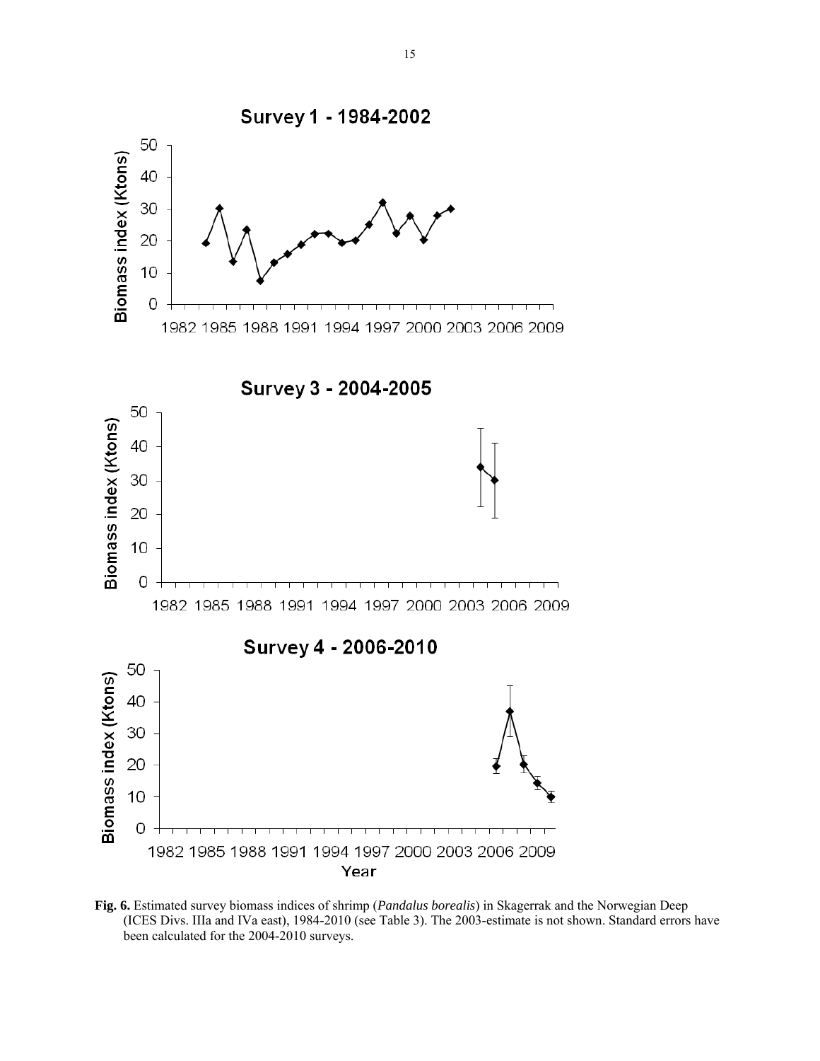**Fig. 6.** Estimated survey biomass indices of shrimp (*Pandalus borealis*) in Skagerrak and the Norwegian Deep (ICES Divs. IIIa and IVa east), 1984-2010 (see Table 3). The 2003-estimate is not shown. Standard errors have been calculated for the 2004-2010 surveys.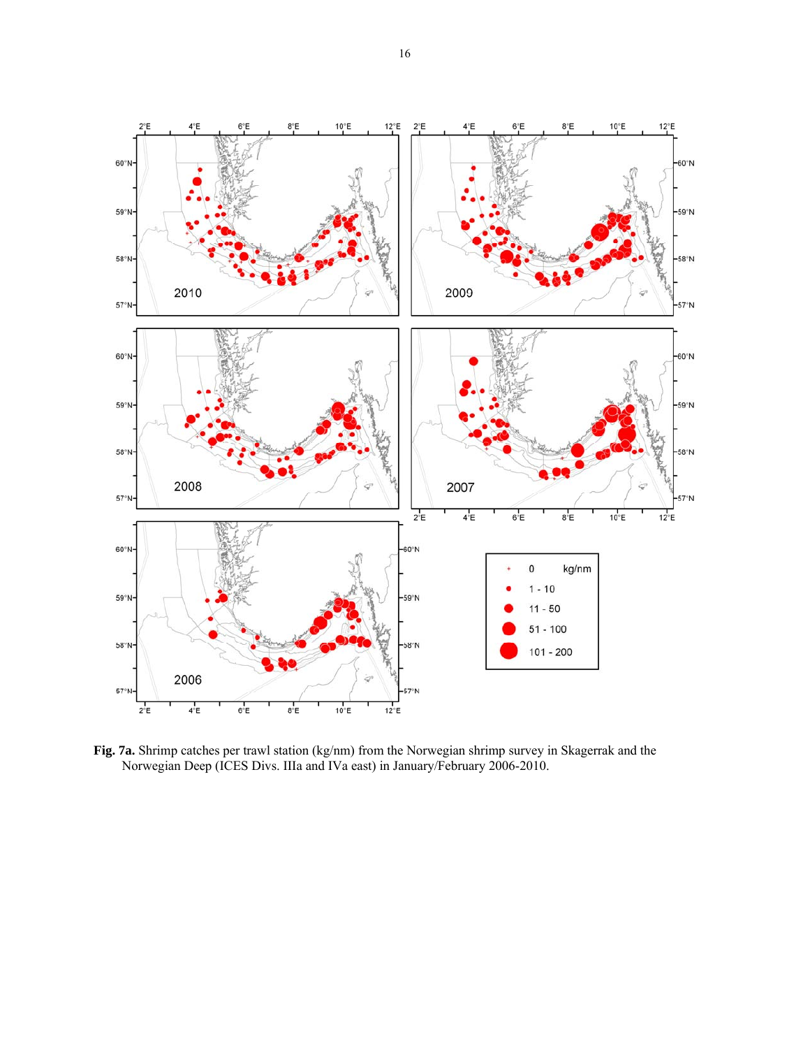**Fig. 7a.** Shrimp catches per trawl station (kg/nm) from the Norwegian shrimp survey in Skagerrak and the Norwegian Deep (ICES Divs. IIIa and IVa east) in January/February 2006-2010.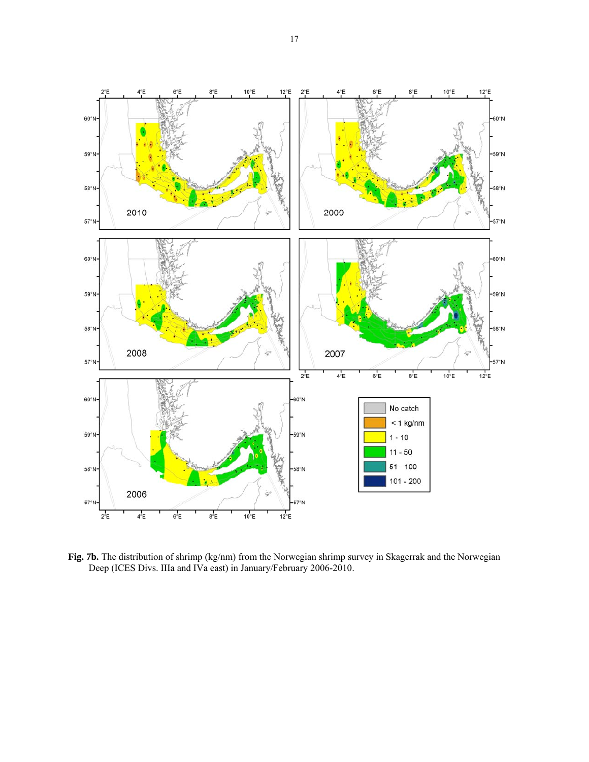**Fig. 7b.** The distribution of shrimp (kg/nm) from the Norwegian shrimp survey in Skagerrak and the Norwegian Deep (ICES Divs. IIIa and IVa east) in January/February 2006-2010.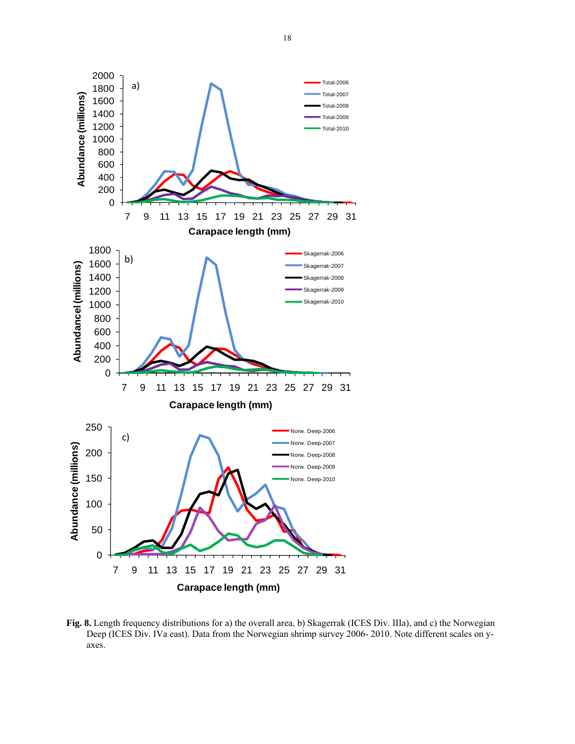**Fig. 8.** Length frequency distributions for a) the overall area, b) Skagerrak (ICES Div. IIIa), and c) the Norwegian Deep (ICES Div. IVa east). Data from the Norwegian shrimp survey 2006- 2010. Note different scales on y-axes.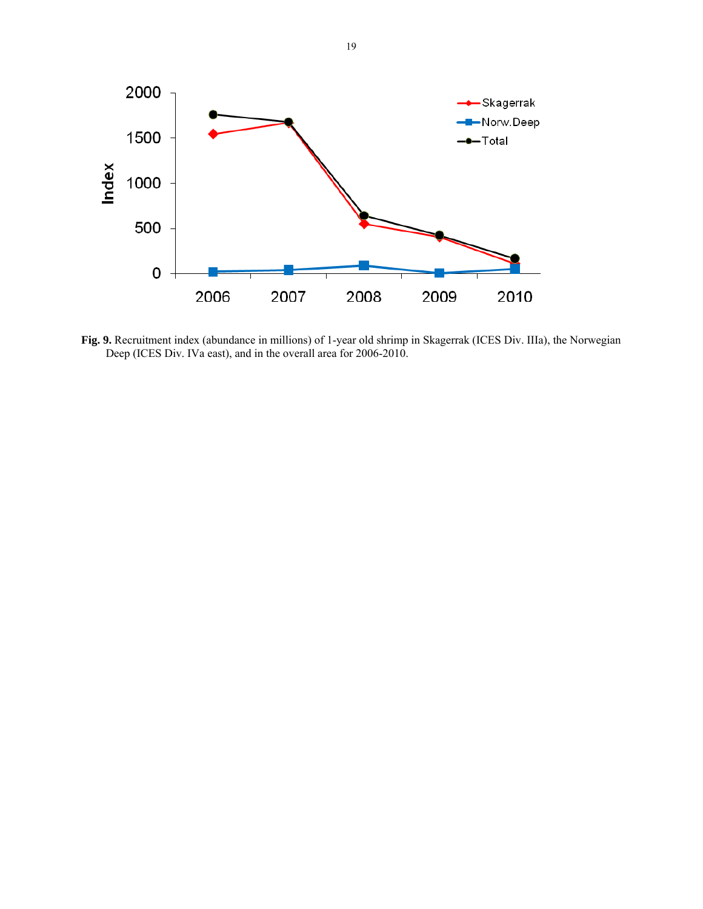**Fig. 9.** Recruitment index (abundance in millions) of 1-year old shrimp in Skagerrak (ICES Div. IIIa), the Norwegian Deep (ICES Div. IVa east), and in the overall area for 2006-2010.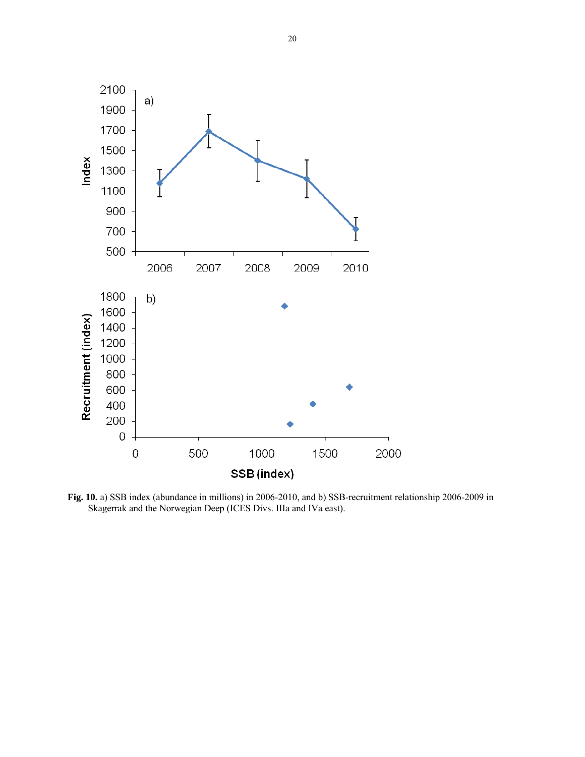a)

Index

2100
1900
1700
1500
1300
1100
900
700
500

2006
2007
2008
2009
2010

b)

Recruitment (index)

1800
1600
1400
1200
1000
800
600
400
200
0

0
500
1000
1500
2000

SSB (index)

**Fig. 10.** a) SSB index (abundance in millions) in 2006-2010, and b) SSB-recruitment relationship 2006-2009 in Skagerrak and the Norwegian Deep (ICES Divs. IIIa and IVa east).